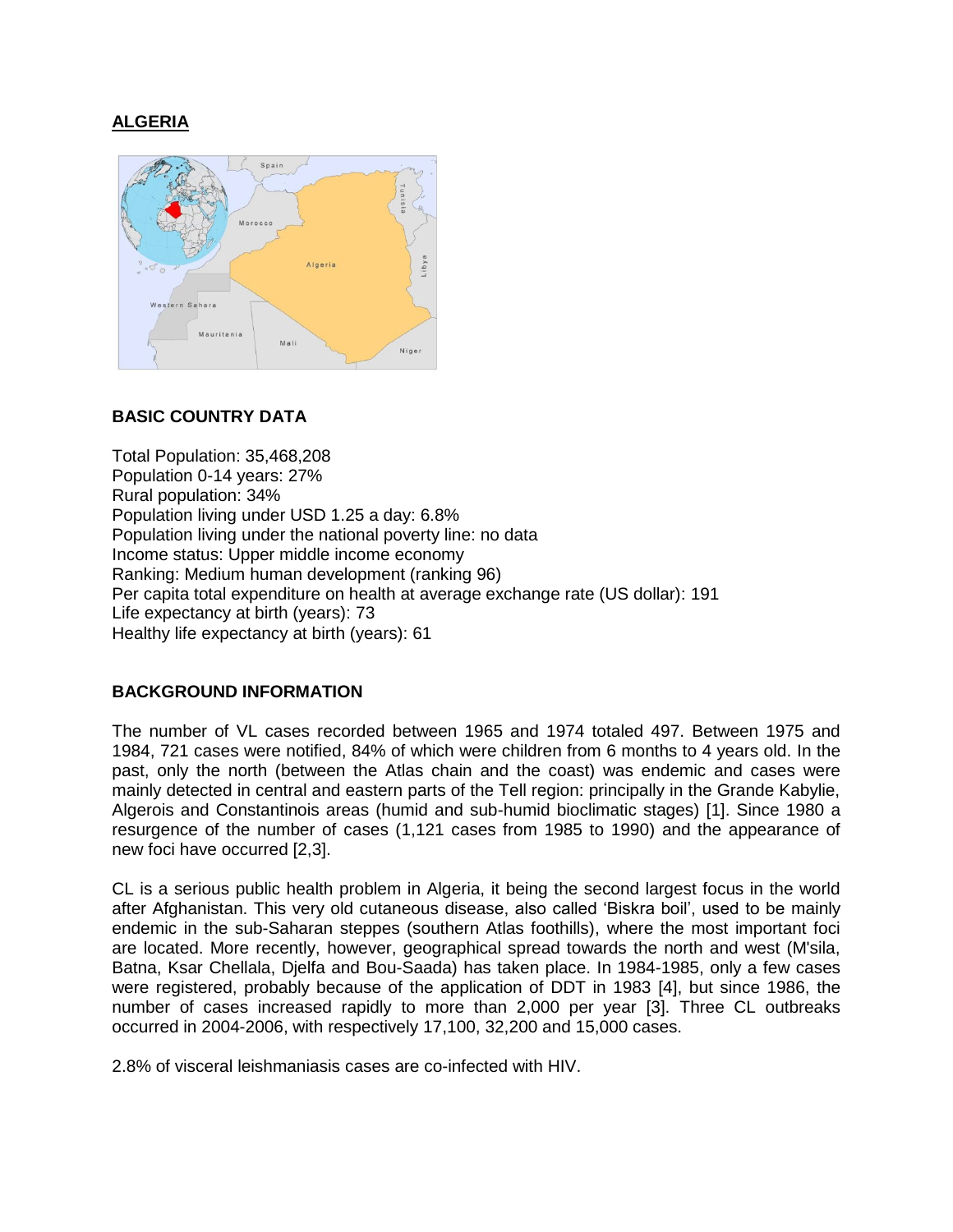# ALGERIA

## BASIC COUNTRY DATA

Total Population: 35,468,208
Population 0-14 years: 27%
Rural population: 34%
Population living under USD 1.25 a day: 6.8%
Population living under the national poverty line: no data
Income status: Upper middle income economy
Ranking: Medium human development (ranking 96)
Per capita total expenditure on health at average exchange rate (US dollar): 191
Life expectancy at birth (years): 73
Healthy life expectancy at birth (years): 61

## BACKGROUND INFORMATION

The number of VL cases recorded between 1965 and 1974 totaled 497. Between 1975 and 1984, 721 cases were notified, 84% of which were children from 6 months to 4 years old. In the past, only the north (between the Atlas chain and the coast) was endemic and cases were mainly detected in central and eastern parts of the Tell region: principally in the Grande Kabylie, Algerois and Constantinois areas (humid and sub-humid bioclimatic stages) [1]. Since 1980 a resurgence of the number of cases (1,121 cases from 1985 to 1990) and the appearance of new foci have occurred [2,3].

CL is a serious public health problem in Algeria, it being the second largest focus in the world after Afghanistan. This very old cutaneous disease, also called 'Biskra boil', used to be mainly endemic in the sub-Saharan steppes (southern Atlas foothills), where the most important foci are located. More recently, however, geographical spread towards the north and west (M'sila, Batna, Ksar Chellala, Djelfa and Bou-Saada) has taken place. In 1984-1985, only a few cases were registered, probably because of the application of DDT in 1983 [4], but since 1986, the number of cases increased rapidly to more than 2,000 per year [3]. Three CL outbreaks occurred in 2004-2006, with respectively 17,100, 32,200 and 15,000 cases.

2.8% of visceral leishmaniasis cases are co-infected with HIV.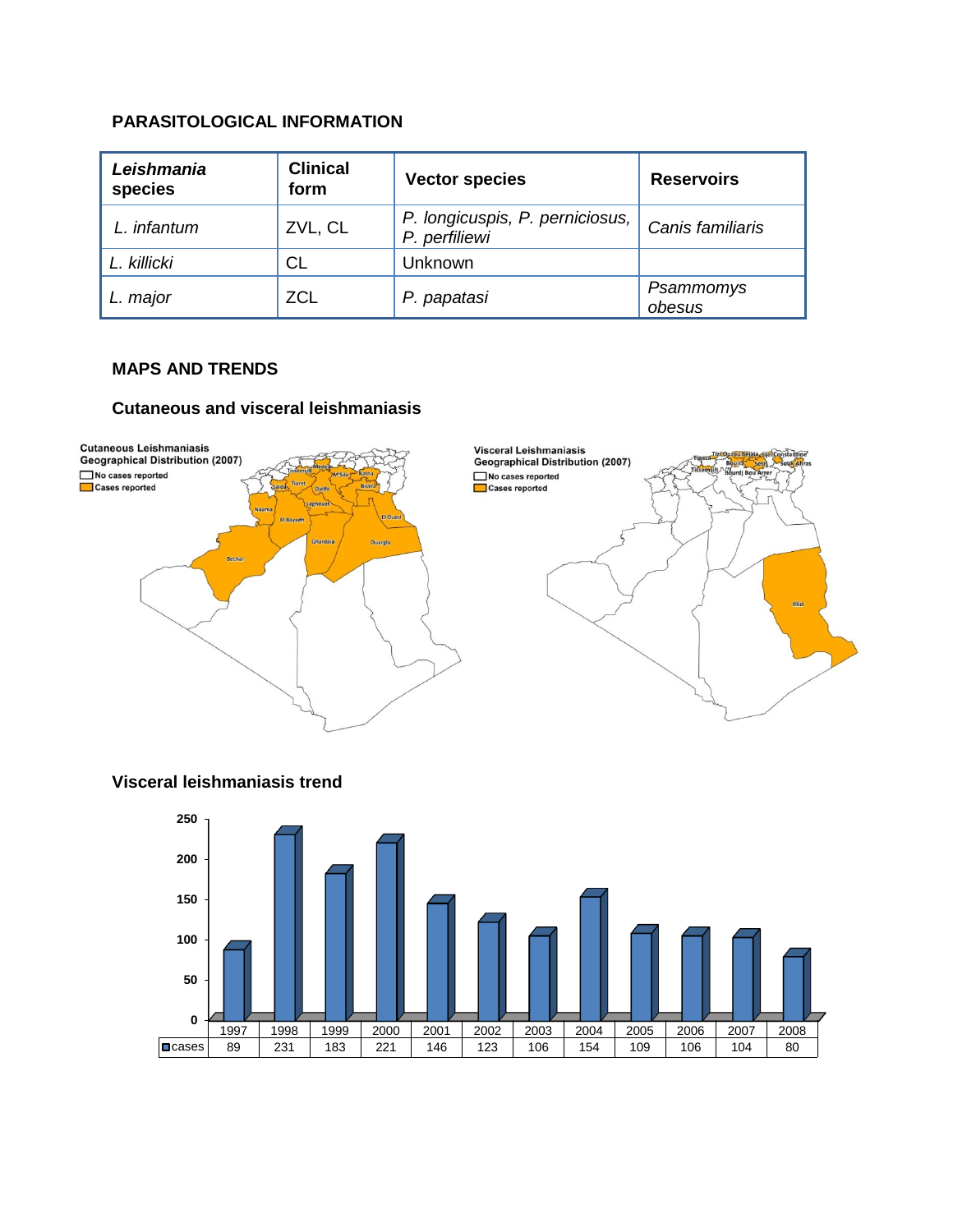## PARASITOLOGICAL INFORMATION

| ***Leishmania* species** | **Clinical form** | **Vector species** | **Reservoirs** |
|---|---|---|---|
| *L. infantum* | ZVL, CL | *P. longicuspis, P. perniciosus, P. perfiliewi* | *Canis familiaris* |
| *L. killicki* | CL | Unknown | |
| *L. major* | ZCL | *P. papatasi* | *Psammomys obesus* |

## MAPS AND TRENDS

### Cutaneous and visceral leishmaniasis

### Visceral leishmaniasis trend

| | 1997 | 1998 | 1999 | 2000 | 2001 | 2002 | 2003 | 2004 | 2005 | 2006 | 2007 | 2008 |
|---|---|---|---|---|---|---|---|---|---|---|---|---|
| cases | 89 | 231 | 183 | 221 | 146 | 123 | 106 | 154 | 109 | 106 | 104 | 80 |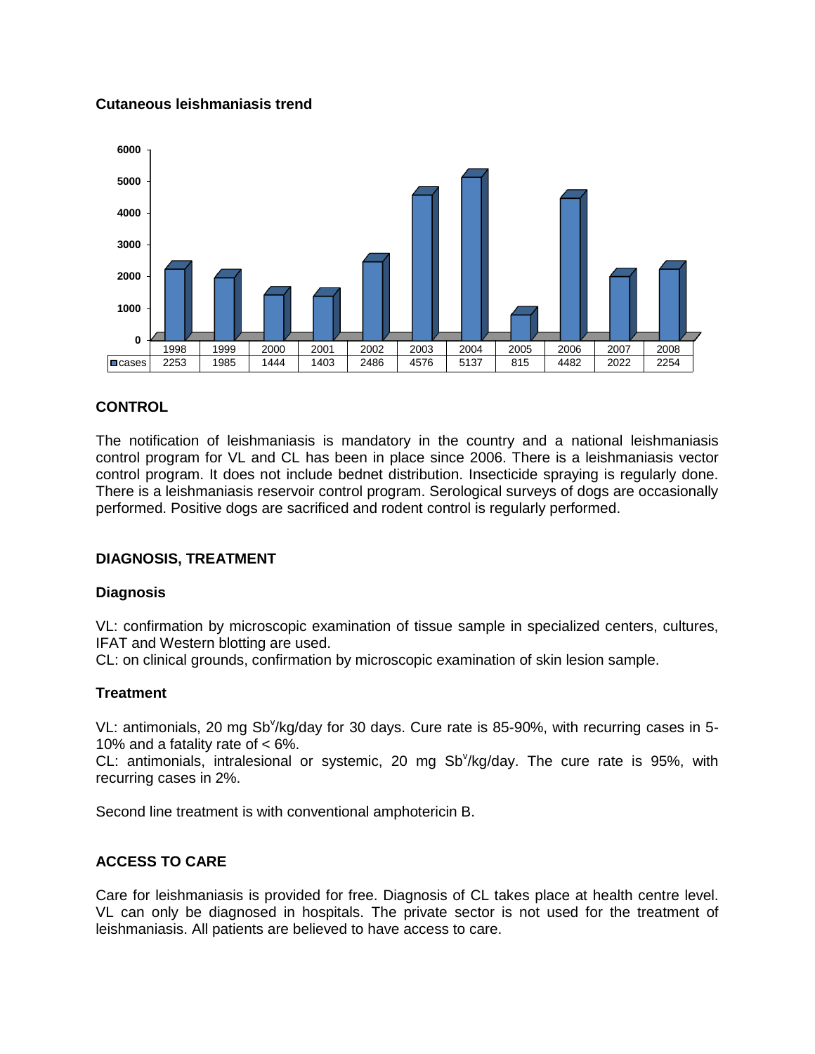**Cutaneous leishmaniasis trend**

| | 1998 | 1999 | 2000 | 2001 | 2002 | 2003 | 2004 | 2005 | 2006 | 2007 | 2008 |
|---|---|---|---|---|---|---|---|---|---|---|---|
| cases | 2253 | 1985 | 1444 | 1403 | 2486 | 4576 | 5137 | 815 | 4482 | 2022 | 2254 |

## CONTROL

The notification of leishmaniasis is mandatory in the country and a national leishmaniasis control program for VL and CL has been in place since 2006. There is a leishmaniasis vector control program. It does not include bednet distribution. Insecticide spraying is regularly done. There is a leishmaniasis reservoir control program. Serological surveys of dogs are occasionally performed. Positive dogs are sacrificed and rodent control is regularly performed.

## DIAGNOSIS, TREATMENT

### Diagnosis

VL: confirmation by microscopic examination of tissue sample in specialized centers, cultures, IFAT and Western blotting are used.
CL: on clinical grounds, confirmation by microscopic examination of skin lesion sample.

### Treatment

VL: antimonials, 20 mg $Sb^v$/kg/day for 30 days. Cure rate is 85-90%, with recurring cases in 5-10% and a fatality rate of < 6%.
CL: antimonials, intralesional or systemic, 20 mg $Sb^v$/kg/day. The cure rate is 95%, with recurring cases in 2%.

Second line treatment is with conventional amphotericin B.

## ACCESS TO CARE

Care for leishmaniasis is provided for free. Diagnosis of CL takes place at health centre level. VL can only be diagnosed in hospitals. The private sector is not used for the treatment of leishmaniasis. All patients are believed to have access to care.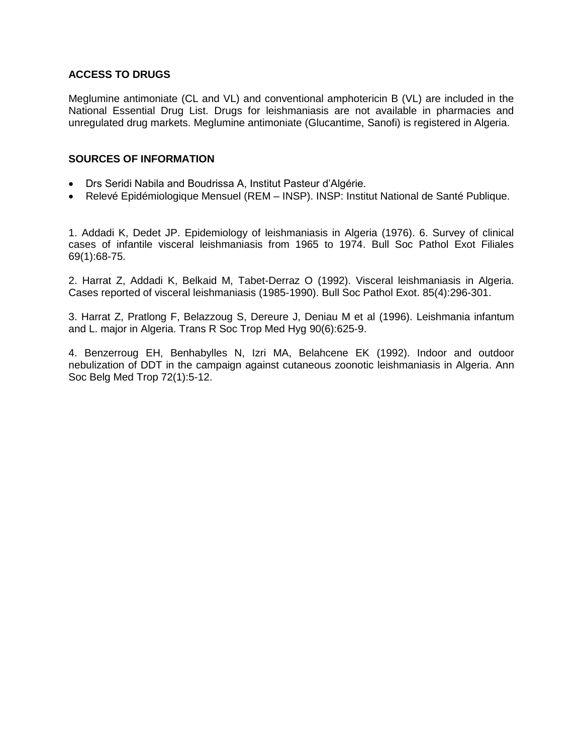## ACCESS TO DRUGS

Meglumine antimoniate (CL and VL) and conventional amphotericin B (VL) are included in the National Essential Drug List. Drugs for leishmaniasis are not available in pharmacies and unregulated drug markets. Meglumine antimoniate (Glucantime, Sanofi) is registered in Algeria.

## SOURCES OF INFORMATION

- Drs Seridi Nabila and Boudrissa A, Institut Pasteur d'Algérie.
- Relevé Epidémiologique Mensuel (REM – INSP). INSP: Institut National de Santé Publique.

1. Addadi K, Dedet JP. Epidemiology of leishmaniasis in Algeria (1976). 6. Survey of clinical cases of infantile visceral leishmaniasis from 1965 to 1974. Bull Soc Pathol Exot Filiales 69(1):68-75.

2. Harrat Z, Addadi K, Belkaid M, Tabet-Derraz O (1992). Visceral leishmaniasis in Algeria. Cases reported of visceral leishmaniasis (1985-1990). Bull Soc Pathol Exot. 85(4):296-301.

3. Harrat Z, Pratlong F, Belazzoug S, Dereure J, Deniau M et al (1996). Leishmania infantum and L. major in Algeria. Trans R Soc Trop Med Hyg 90(6):625-9.

4. Benzerroug EH, Benhabylles N, Izri MA, Belahcene EK (1992). Indoor and outdoor nebulization of DDT in the campaign against cutaneous zoonotic leishmaniasis in Algeria. Ann Soc Belg Med Trop 72(1):5-12.